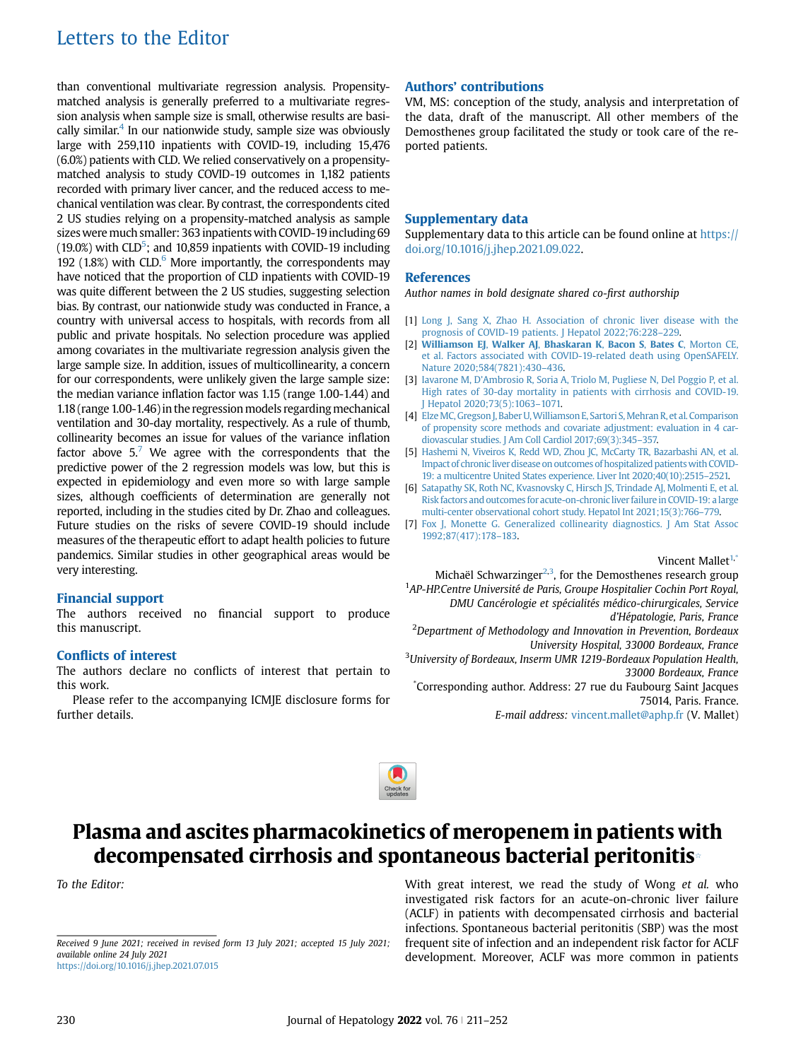than conventional multivariate regression analysis. Propensity-matched analysis is generally preferred to a multivariate regression analysis when sample size is small, otherwise results are basically similar.[4] In our nationwide study, sample size was obviously large with 259,110 inpatients with COVID-19, including 15,476 (6.0%) patients with CLD. We relied conservatively on a propensity-matched analysis to study COVID-19 outcomes in 1,182 patients recorded with primary liver cancer, and the reduced access to mechanical ventilation was clear. By contrast, the correspondents cited 2 US studies relying on a propensity-matched analysis as sample sizes were much smaller: 363 inpatients with COVID-19 including 69 (19.0%) with CLD[5]; and 10,859 inpatients with COVID-19 including 192 (1.8%) with CLD.[6] More importantly, the correspondents may have noticed that the proportion of CLD inpatients with COVID-19 was quite different between the 2 US studies, suggesting selection bias. By contrast, our nationwide study was conducted in France, a country with universal access to hospitals, with records from all public and private hospitals. No selection procedure was applied among covariates in the multivariate regression analysis given the large sample size. In addition, issues of multicollinearity, a concern for our correspondents, were unlikely given the large sample size: the median variance inflation factor was 1.15 (range 1.00-1.44) and 1.18 (range 1.00-1.46) in the regression models regarding mechanical ventilation and 30-day mortality, respectively. As a rule of thumb, collinearity becomes an issue for values of the variance inflation factor above 5.[7] We agree with the correspondents that the predictive power of the 2 regression models was low, but this is expected in epidemiology and even more so with large sample sizes, although coefficients of determination are generally not reported, including in the studies cited by Dr. Zhao and colleagues. Future studies on the risks of severe COVID-19 should include measures of the therapeutic effort to adapt health policies to future pandemics. Similar studies in other geographical areas would be very interesting.

## Financial support

The authors received no financial support to produce this manuscript.

## Conflicts of interest

The authors declare no conflicts of interest that pertain to this work.

Please refer to the accompanying ICMJE disclosure forms for further details.

## Authors' contributions

VM, MS: conception of the study, analysis and interpretation of the data, draft of the manuscript. All other members of the Demosthenes group facilitated the study or took care of the reported patients.

## Supplementary data

Supplementary data to this article can be found online at https://doi.org/10.1016/j.jhep.2021.09.022.

## References

*Author names in bold designate shared co-first authorship*

[1] Long J, Sang X, Zhao H. Association of chronic liver disease with the prognosis of COVID-19 patients. J Hepatol 2022;76:228–229.

[2] **Williamson EJ**, **Walker AJ**, **Bhaskaran K**, **Bacon S**, **Bates C**, Morton CE, et al. Factors associated with COVID-19-related death using OpenSAFELY. Nature 2020;584(7821):430–436.

[3] Iavarone M, D'Ambrosio R, Soria A, Triolo M, Pugliese N, Del Poggio P, et al. High rates of 30-day mortality in patients with cirrhosis and COVID-19. J Hepatol 2020;73(5):1063–1071.

[4] Elze MC, Gregson J, Baber U, Williamson E, Sartori S, Mehran R, et al. Comparison of propensity score methods and covariate adjustment: evaluation in 4 cardiovascular studies. J Am Coll Cardiol 2017;69(3):345–357.

[5] Hashemi N, Viveiros K, Redd WD, Zhou JC, McCarty TR, Bazarbashi AN, et al. Impact of chronic liver disease on outcomes of hospitalized patients with COVID-19: a multicentre United States experience. Liver Int 2020;40(10):2515–2521.

[6] Satapathy SK, Roth NC, Kvasnovsky C, Hirsch JS, Trindade AJ, Molmenti E, et al. Risk factors and outcomes for acute-on-chronic liver failure in COVID-19: a large multi-center observational cohort study. Hepatol Int 2021;15(3):766–779.

[7] Fox J, Monette G. Generalized collinearity diagnostics. J Am Stat Assoc 1992;87(417):178–183.

Vincent Mallet[1,*]

Michaël Schwarzinger[2,3], for the Demosthenes research group

[1]*AP-HP.Centre Université de Paris, Groupe Hospitalier Cochin Port Royal, DMU Cancérologie et spécialités médico-chirurgicales, Service d'Hépatologie, Paris, France*

[2]*Department of Methodology and Innovation in Prevention, Bordeaux University Hospital, 33000 Bordeaux, France*

[3]*University of Bordeaux, Inserm UMR 1219-Bordeaux Population Health, 33000 Bordeaux, France*

[*]Corresponding author. Address: 27 rue du Faubourg Saint Jacques 75014, Paris. France.

*E-mail address:* vincent.mallet@aphp.fr (V. Mallet)

# Plasma and ascites pharmacokinetics of meropenem in patients with decompensated cirrhosis and spontaneous bacterial peritonitis[☆]

*To the Editor:*

With great interest, we read the study of Wong *et al.* who investigated risk factors for an acute-on-chronic liver failure (ACLF) in patients with decompensated cirrhosis and bacterial infections. Spontaneous bacterial peritonitis (SBP) was the most frequent site of infection and an independent risk factor for ACLF development. Moreover, ACLF was more common in patients

*Received 9 June 2021; received in revised form 13 July 2021; accepted 15 July 2021; available online 24 July 2021*
https://doi.org/10.1016/j.jhep.2021.07.015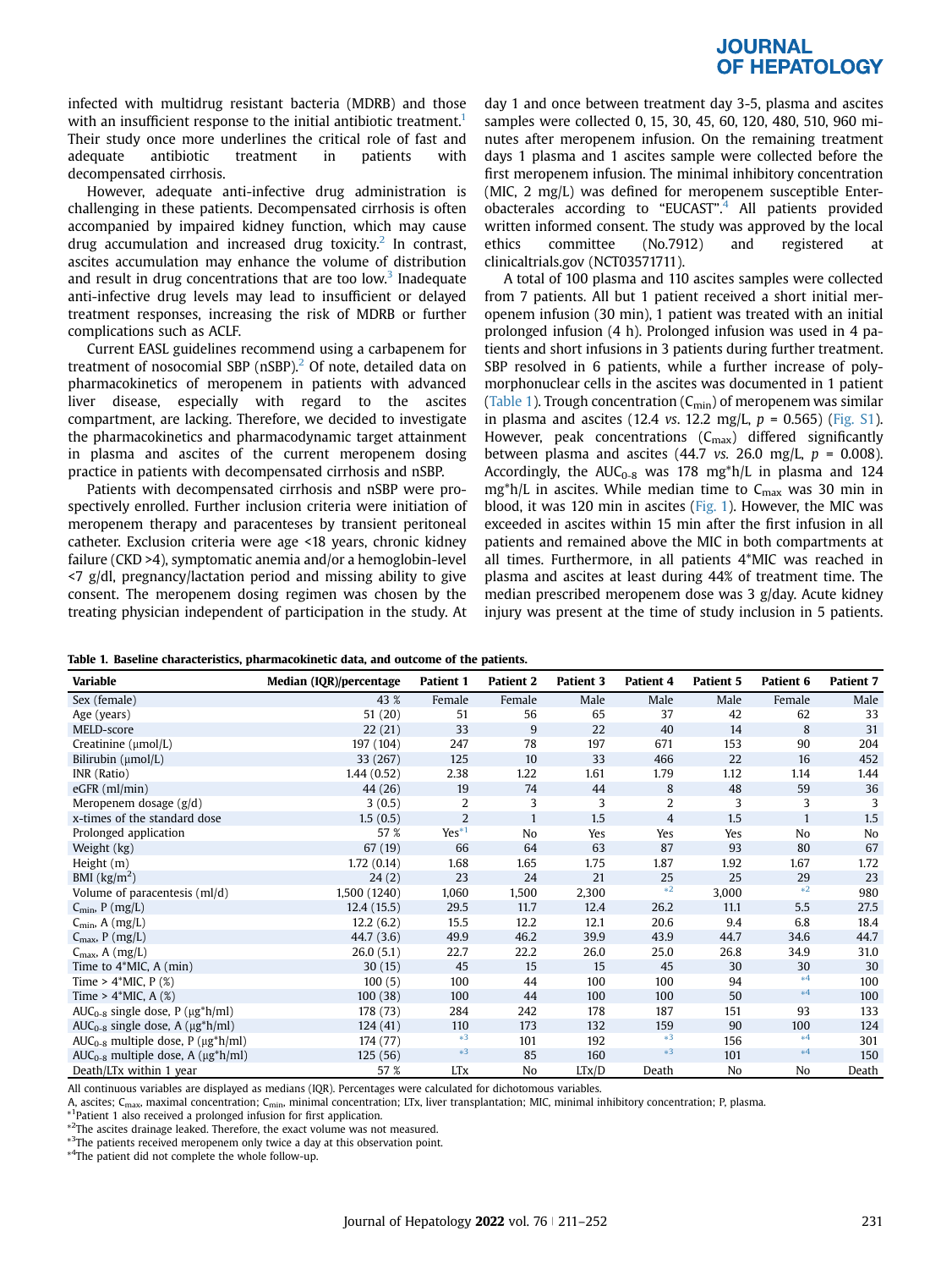infected with multidrug resistant bacteria (MDRB) and those with an insufficient response to the initial antibiotic treatment.[1] Their study once more underlines the critical role of fast and adequate antibiotic treatment in patients with decompensated cirrhosis.

However, adequate anti-infective drug administration is challenging in these patients. Decompensated cirrhosis is often accompanied by impaired kidney function, which may cause drug accumulation and increased drug toxicity.[2] In contrast, ascites accumulation may enhance the volume of distribution and result in drug concentrations that are too low.[3] Inadequate anti-infective drug levels may lead to insufficient or delayed treatment responses, increasing the risk of MDRB or further complications such as ACLF.

Current EASL guidelines recommend using a carbapenem for treatment of nosocomial SBP (nSBP).[2] Of note, detailed data on pharmacokinetics of meropenem in patients with advanced liver disease, especially with regard to the ascites compartment, are lacking. Therefore, we decided to investigate the pharmacokinetics and pharmacodynamic target attainment in plasma and ascites of the current meropenem dosing practice in patients with decompensated cirrhosis and nSBP.

Patients with decompensated cirrhosis and nSBP were prospectively enrolled. Further inclusion criteria were initiation of meropenem therapy and paracenteses by transient peritoneal catheter. Exclusion criteria were age <18 years, chronic kidney failure (CKD >4), symptomatic anemia and/or a hemoglobin-level <7 g/dl, pregnancy/lactation period and missing ability to give consent. The meropenem dosing regimen was chosen by the treating physician independent of participation in the study. At day 1 and once between treatment day 3-5, plasma and ascites samples were collected 0, 15, 30, 45, 60, 120, 480, 510, 960 minutes after meropenem infusion. On the remaining treatment days 1 plasma and 1 ascites sample were collected before the first meropenem infusion. The minimal inhibitory concentration (MIC, 2 mg/L) was defined for meropenem susceptible Enterobacterales according to "EUCAST".[4] All patients provided written informed consent. The study was approved by the local ethics committee (No.7912) and registered at clinicaltrials.gov (NCT03571711).

A total of 100 plasma and 110 ascites samples were collected from 7 patients. All but 1 patient received a short initial meropenem infusion (30 min), 1 patient was treated with an initial prolonged infusion (4 h). Prolonged infusion was used in 4 patients and short infusions in 3 patients during further treatment. SBP resolved in 6 patients, while a further increase of polymorphonuclear cells in the ascites was documented in 1 patient (Table 1). Trough concentration ($C_{min}$) of meropenem was similar in plasma and ascites (12.4 *vs.* 12.2 mg/L, $p$ = 0.565) (Fig. S1). However, peak concentrations ($C_{max}$) differed significantly between plasma and ascites (44.7 *vs.* 26.0 mg/L, $p$ = 0.008). Accordingly, the $AUC_{0-8}$ was 178 mg*h/L in plasma and 124 mg*h/L in ascites. While median time to $C_{max}$ was 30 min in blood, it was 120 min in ascites (Fig. 1). However, the MIC was exceeded in ascites within 15 min after the first infusion in all patients and remained above the MIC in both compartments at all times. Furthermore, in all patients 4*MIC was reached in plasma and ascites at least during 44% of treatment time. The median prescribed meropenem dose was 3 g/day. Acute kidney injury was present at the time of study inclusion in 5 patients.

**Table 1. Baseline characteristics, pharmacokinetic data, and outcome of the patients.**

| Variable | Median (IQR)/percentage | Patient 1 | Patient 2 | Patient 3 | Patient 4 | Patient 5 | Patient 6 | Patient 7 |
|---|---|---|---|---|---|---|---|---|
| Sex (female) | 43 % | Female | Female | Male | Male | Male | Female | Male |
| Age (years) | 51 (20) | 51 | 56 | 65 | 37 | 42 | 62 | 33 |
| MELD-score | 22 (21) | 33 | 9 | 22 | 40 | 14 | 8 | 31 |
| Creatinine (μmol/L) | 197 (104) | 247 | 78 | 197 | 671 | 153 | 90 | 204 |
| Bilirubin (μmol/L) | 33 (267) | 125 | 10 | 33 | 466 | 22 | 16 | 452 |
| INR (Ratio) | 1.44 (0.52) | 2.38 | 1.22 | 1.61 | 1.79 | 1.12 | 1.14 | 1.44 |
| eGFR (ml/min) | 44 (26) | 19 | 74 | 44 | 8 | 48 | 59 | 36 |
| Meropenem dosage (g/d) | 3 (0.5) | 2 | 3 | 3 | 2 | 3 | 3 | 3 |
| x-times of the standard dose | 1.5 (0.5) | 2 | 1 | 1.5 | 4 | 1.5 | 1 | 1.5 |
| Prolonged application | 57 % | Yes*1 | No | Yes | Yes | Yes | No | No |
| Weight (kg) | 67 (19) | 66 | 64 | 63 | 87 | 93 | 80 | 67 |
| Height (m) | 1.72 (0.14) | 1.68 | 1.65 | 1.75 | 1.87 | 1.92 | 1.67 | 1.72 |
| BMI (kg/m$^2$) | 24 (2) | 23 | 24 | 21 | 25 | 25 | 29 | 23 |
| Volume of paracentesis (ml/d) | 1,500 (1240) | 1,060 | 1,500 | 2,300 | *2 | 3,000 | *2 | 980 |
| $C_{min}$, P (mg/L) | 12.4 (15.5) | 29.5 | 11.7 | 12.4 | 26.2 | 11.1 | 5.5 | 27.5 |
| $C_{min}$, A (mg/L) | 12.2 (6.2) | 15.5 | 12.2 | 12.1 | 20.6 | 9.4 | 6.8 | 18.4 |
| $C_{max}$, P (mg/L) | 44.7 (3.6) | 49.9 | 46.2 | 39.9 | 43.9 | 44.7 | 34.6 | 44.7 |
| $C_{max}$, A (mg/L) | 26.0 (5.1) | 22.7 | 22.2 | 26.0 | 25.0 | 26.8 | 34.9 | 31.0 |
| Time to 4*MIC, A (min) | 30 (15) | 45 | 15 | 15 | 45 | 30 | 30 | 30 |
| Time > 4*MIC, P (%) | 100 (5) | 100 | 44 | 100 | 100 | 94 | *4 | 100 |
| Time > 4*MIC, A (%) | 100 (38) | 100 | 44 | 100 | 100 | 50 | *4 | 100 |
| $AUC_{0-8}$ single dose, P (μg*h/ml) | 178 (73) | 284 | 242 | 178 | 187 | 151 | 93 | 133 |
| $AUC_{0-8}$ single dose, A (μg*h/ml) | 124 (41) | 110 | 173 | 132 | 159 | 90 | 100 | 124 |
| $AUC_{0-8}$ multiple dose, P (μg*h/ml) | 174 (77) | *3 | 101 | 192 | *3 | 156 | *4 | 301 |
| $AUC_{0-8}$ multiple dose, A (μg*h/ml) | 125 (56) | *3 | 85 | 160 | *3 | 101 | *4 | 150 |
| Death/LTx within 1 year | 57 % | LTx | No | LTx/D | Death | No | No | Death |

All continuous variables are displayed as medians (IQR). Percentages were calculated for dichotomous variables.

A, ascites; $C_{max}$, maximal concentration; $C_{min}$, minimal concentration; LTx, liver transplantation; MIC, minimal inhibitory concentration; P, plasma.

*1 Patient 1 also received a prolonged infusion for first application.

*2 The ascites drainage leaked. Therefore, the exact volume was not measured.

*3 The patients received meropenem only twice a day at this observation point.

*4 The patient did not complete the whole follow-up.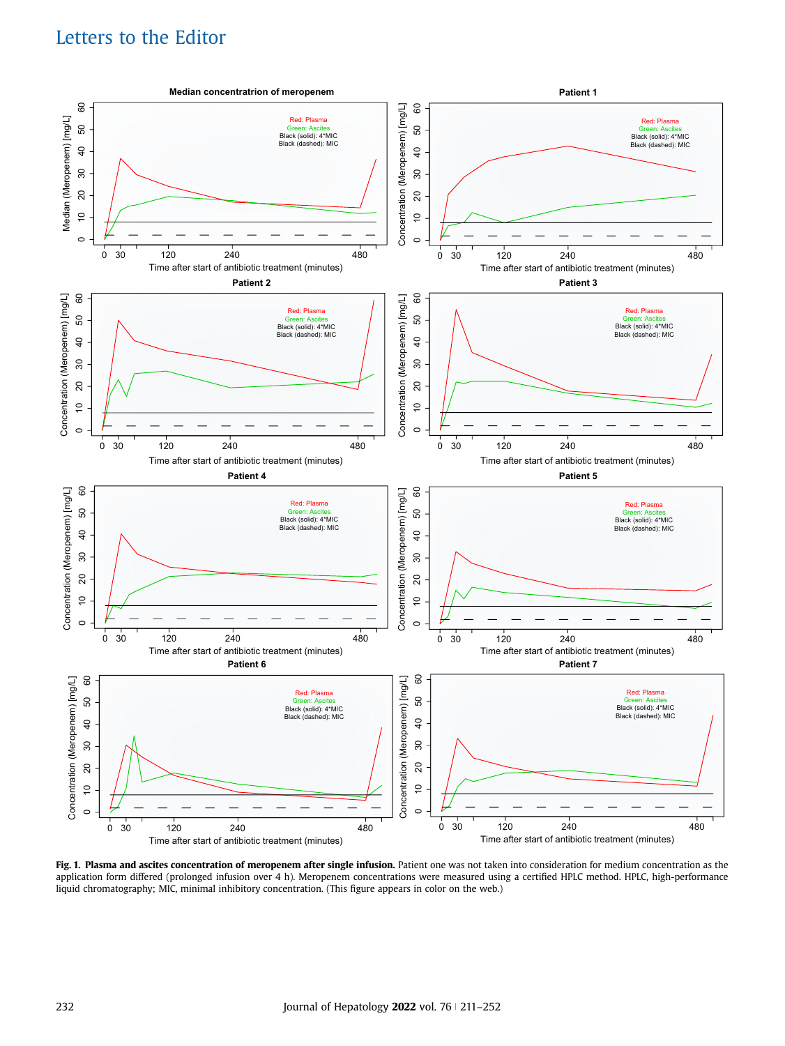Fig. 1. **Plasma and ascites concentration of meropenem after single infusion.** Patient one was not taken into consideration for medium concentration as the application form differed (prolonged infusion over 4 h). Meropenem concentrations were measured using a certified HPLC method. HPLC, high-performance liquid chromatography; MIC, minimal inhibitory concentration. (This figure appears in color on the web.)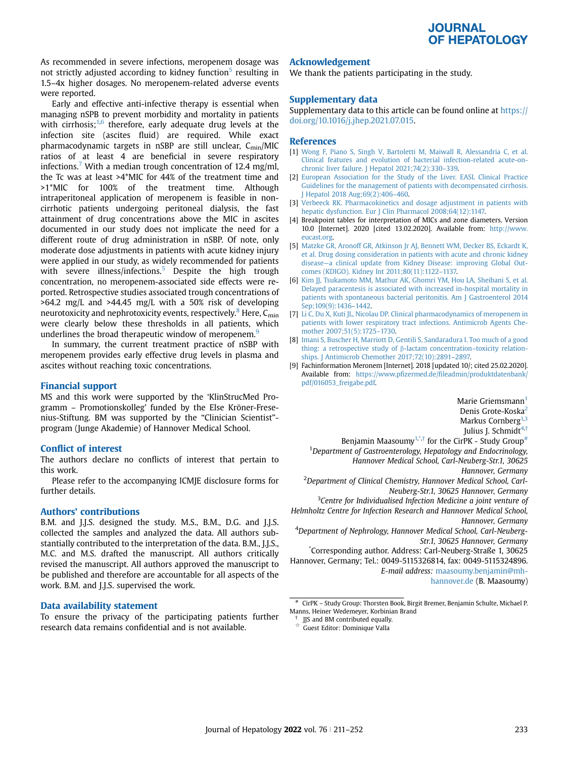As recommended in severe infections, meropenem dosage was not strictly adjusted according to kidney function[5] resulting in 1.5–4x higher dosages. No meropenem-related adverse events were reported.

Early and effective anti-infective therapy is essential when managing nSPB to prevent morbidity and mortality in patients with cirrhosis;[1,6] therefore, early adequate drug levels at the infection site (ascites fluid) are required. While exact pharmacodynamic targets in nSBP are still unclear, $C_{min}$/MIC ratios of at least 4 are beneficial in severe respiratory infections.[7] With a median trough concentration of 12.4 mg/ml, the Tc was at least >4*MIC for 44% of the treatment time and >1*MIC for 100% of the treatment time. Although intraperitoneal application of meropenem is feasible in non-cirrhotic patients undergoing peritoneal dialysis, the fast attainment of drug concentrations above the MIC in ascites documented in our study does not implicate the need for a different route of drug administration in nSBP. Of note, only moderate dose adjustments in patients with acute kidney injury were applied in our study, as widely recommended for patients with severe illness/infections.[5] Despite the high trough concentration, no meropenem-associated side effects were reported. Retrospective studies associated trough concentrations of >64.2 mg/L and >44.45 mg/L with a 50% risk of developing neurotoxicity and nephrotoxicity events, respectively.[8] Here, $C_{min}$ were clearly below these thresholds in all patients, which underlines the broad therapeutic window of meropenem.[9]

In summary, the current treatment practice of nSBP with meropenem provides early effective drug levels in plasma and ascites without reaching toxic concentrations.

## Financial support

MS and this work were supported by the 'KlinStrucMed Programm – Promotionskolleg' funded by the Else Kröner-Fresenius-Stiftung. BM was supported by the "Clinician Scientist"-program (Junge Akademie) of Hannover Medical School.

## Conflict of interest

The authors declare no conflicts of interest that pertain to this work.

Please refer to the accompanying ICMJE disclosure forms for further details.

## Authors' contributions

B.M. and J.J.S. designed the study. M.S., B.M., D.G. and J.J.S. collected the samples and analyzed the data. All authors substantially contributed to the interpretation of the data. B.M., J.J.S., M.C. and M.S. drafted the manuscript. All authors critically revised the manuscript. All authors approved the manuscript to be published and therefore are accountable for all aspects of the work. B.M. and J.J.S. supervised the work.

## Data availability statement

To ensure the privacy of the participating patients further research data remains confidential and is not available.

## Acknowledgement

We thank the patients participating in the study.

## Supplementary data

Supplementary data to this article can be found online at https://doi.org/10.1016/j.jhep.2021.07.015.

## References

[1] Wong F, Piano S, Singh V, Bartoletti M, Maiwall R, Alessandria C, et al. Clinical features and evolution of bacterial infection-related acute-on-chronic liver failure. J Hepatol 2021;74(2):330–339.

[2] European Association for the Study of the Liver. EASL Clinical Practice Guidelines for the management of patients with decompensated cirrhosis. J Hepatol 2018 Aug;69(2):406–460.

[3] Verbeeck RK. Pharmacokinetics and dosage adjustment in patients with hepatic dysfunction. Eur J Clin Pharmacol 2008;64(12):1147.

[4] Breakpoint tables for interpretation of MICs and zone diameters. Version 10.0 [Internet]. 2020 [cited 13.02.2020]. Available from: http://www.eucast.org.

[5] Matzke GR, Aronoff GR, Atkinson Jr AJ, Bennett WM, Decker BS, Eckardt K, et al. Drug dosing consideration in patients with acute and chronic kidney disease—a clinical update from Kidney Disease: improving Global Outcomes (KDIGO). Kidney Int 2011;80(11):1122–1137.

[6] Kim JJ, Tsukamoto MM, Mathur AK, Ghomri YM, Hou LA, Sheibani S, et al. Delayed paracentesis is associated with increased in-hospital mortality in patients with spontaneous bacterial peritonitis. Am J Gastroenterol 2014 Sep;109(9):1436–1442.

[7] Li C, Du X, Kuti JL, Nicolau DP. Clinical pharmacodynamics of meropenem in patients with lower respiratory tract infections. Antimicrob Agents Chemother 2007;51(5):1725–1730.

[8] Imani S, Buscher H, Marriott D, Gentili S, Sandaradura I. Too much of a good thing: a retrospective study of β-lactam concentration–toxicity relationships. J Antimicrob Chemother 2017;72(10):2891–2897.

[9] Fachinformation Meronem [Internet]. 2018 [updated 10/; cited 25.02.2020]. Available from: https://www.pfizermed.de/fileadmin/produktdatenbank/pdf/016053_freigabe.pdf.

Marie Griemsmann[1]
Denis Grote-Koska[2]
Markus Cornberg[1,3]
Julius J. Schmidt[4,†]
Benjamin Maasoumy[1,*,†] for the CirPK - Study Group[#]

[1]*Department of Gastroenterology, Hepatology and Endocrinology, Hannover Medical School, Carl-Neuberg-Str.1, 30625 Hannover, Germany*

[2]*Department of Clinical Chemistry, Hannover Medical School, Carl-Neuberg-Str.1, 30625 Hannover, Germany*

[3]*Centre for Individualised Infection Medicine a joint venture of Helmholtz Centre for Infection Research and Hannover Medical School, Hannover, Germany*

[4]*Department of Nephrology, Hannover Medical School, Carl-Neuberg-Str.1, 30625 Hannover, Germany*

[*]Corresponding author. Address: Carl-Neuberg-Straße 1, 30625 Hannover, Germany; Tel.: 0049-5115326814, fax: 0049-5115324896.
*E-mail address:* maasoumy.benjamin@mh-hannover.de (B. Maasoumy)

[#] CirPK – Study Group: Thorsten Book, Birgit Bremer, Benjamin Schulte, Michael P. Manns, Heiner Wedemeyer, Korbinian Brand

[†] JJS and BM contributed equally.

[☆] Guest Editor: Dominique Valla